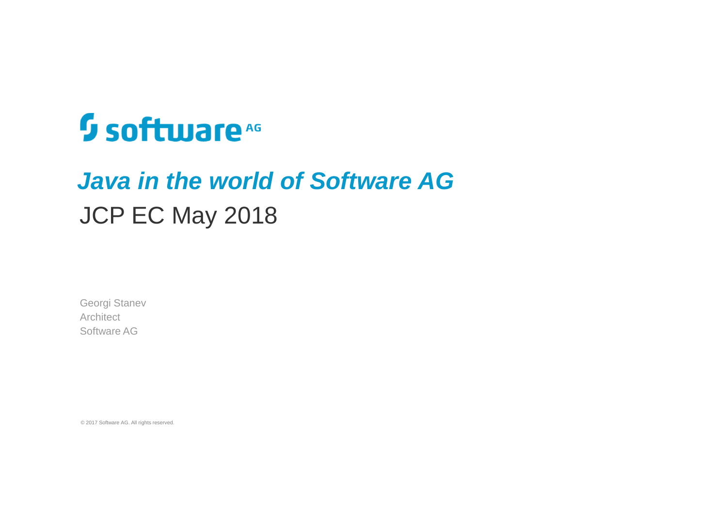software AG

# *Java in the world of Software AG*

## JCP EC May 2018

Georgi Stanev
Architect
Software AG

© 2017 Software AG. All rights reserved.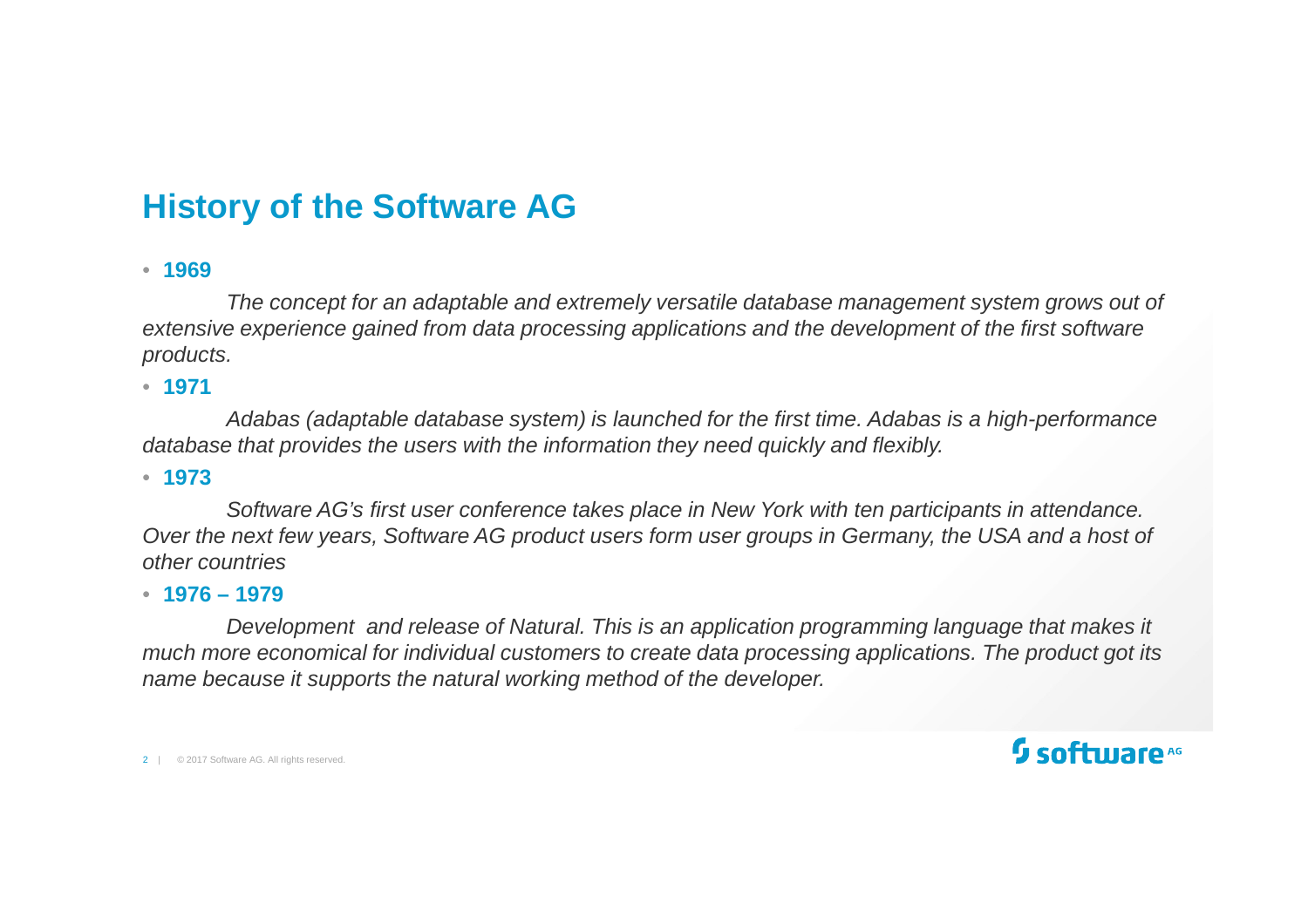# History of the Software AG

- **1969**

  *The concept for an adaptable and extremely versatile database management system grows out of extensive experience gained from data processing applications and the development of the first software products.*

- **1971**

  *Adabas (adaptable database system) is launched for the first time. Adabas is a high-performance database that provides the users with the information they need quickly and flexibly.*

- **1973**

  *Software AG's first user conference takes place in New York with ten participants in attendance. Over the next few years, Software AG product users form user groups in Germany, the USA and a host of other countries*

- **1976 – 1979**

  *Development and release of Natural. This is an application programming language that makes it much more economical for individual customers to create data processing applications. The product got its name because it supports the natural working method of the developer.*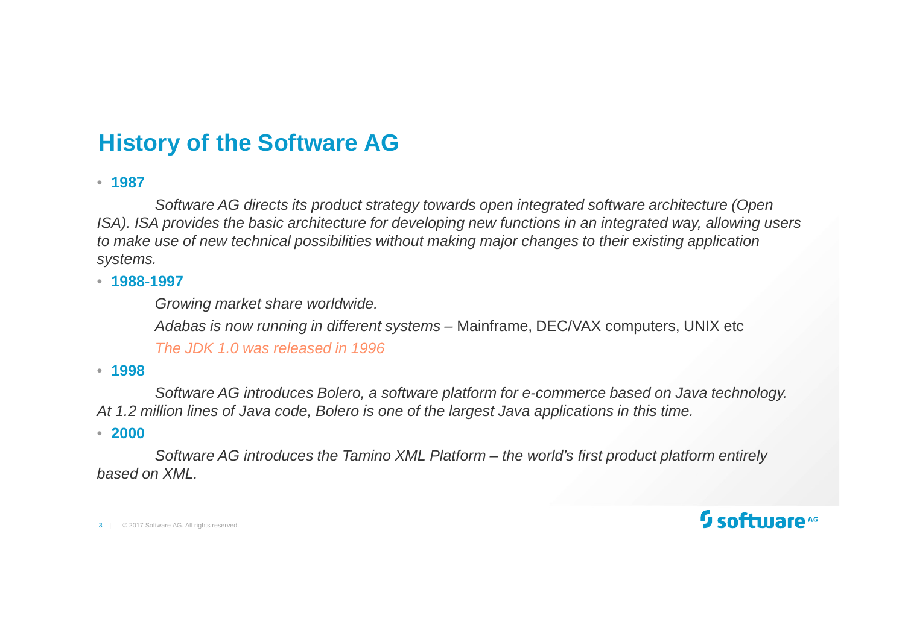## History of the Software AG

- **1987**

  *Software AG directs its product strategy towards open integrated software architecture (Open ISA). ISA provides the basic architecture for developing new functions in an integrated way, allowing users to make use of new technical possibilities without making major changes to their existing application systems.*

- **1988-1997**

  *Growing market share worldwide.*

  *Adabas is now running in different systems* – Mainframe, DEC/VAX computers, UNIX etc

  *The JDK 1.0 was released in 1996*

- **1998**

  *Software AG introduces Bolero, a software platform for e-commerce based on Java technology. At 1.2 million lines of Java code, Bolero is one of the largest Java applications in this time.*

- **2000**

  *Software AG introduces the Tamino XML Platform – the world's first product platform entirely based on XML.*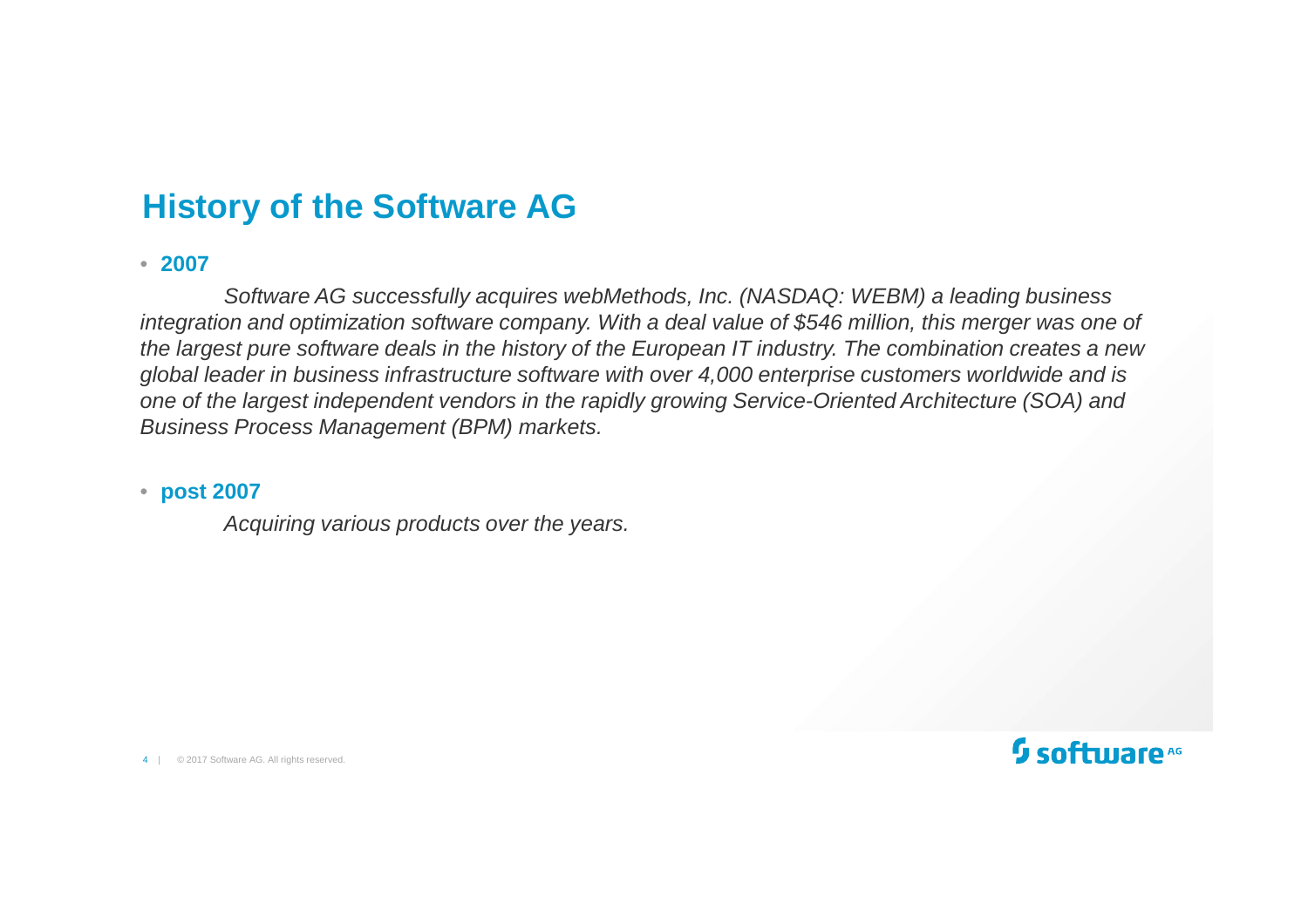# History of the Software AG

- **2007**

  *Software AG successfully acquires webMethods, Inc. (NASDAQ: WEBM) a leading business integration and optimization software company. With a deal value of $546 million, this merger was one of the largest pure software deals in the history of the European IT industry. The combination creates a new global leader in business infrastructure software with over 4,000 enterprise customers worldwide and is one of the largest independent vendors in the rapidly growing Service-Oriented Architecture (SOA) and Business Process Management (BPM) markets.*

- **post 2007**

  *Acquiring various products over the years.*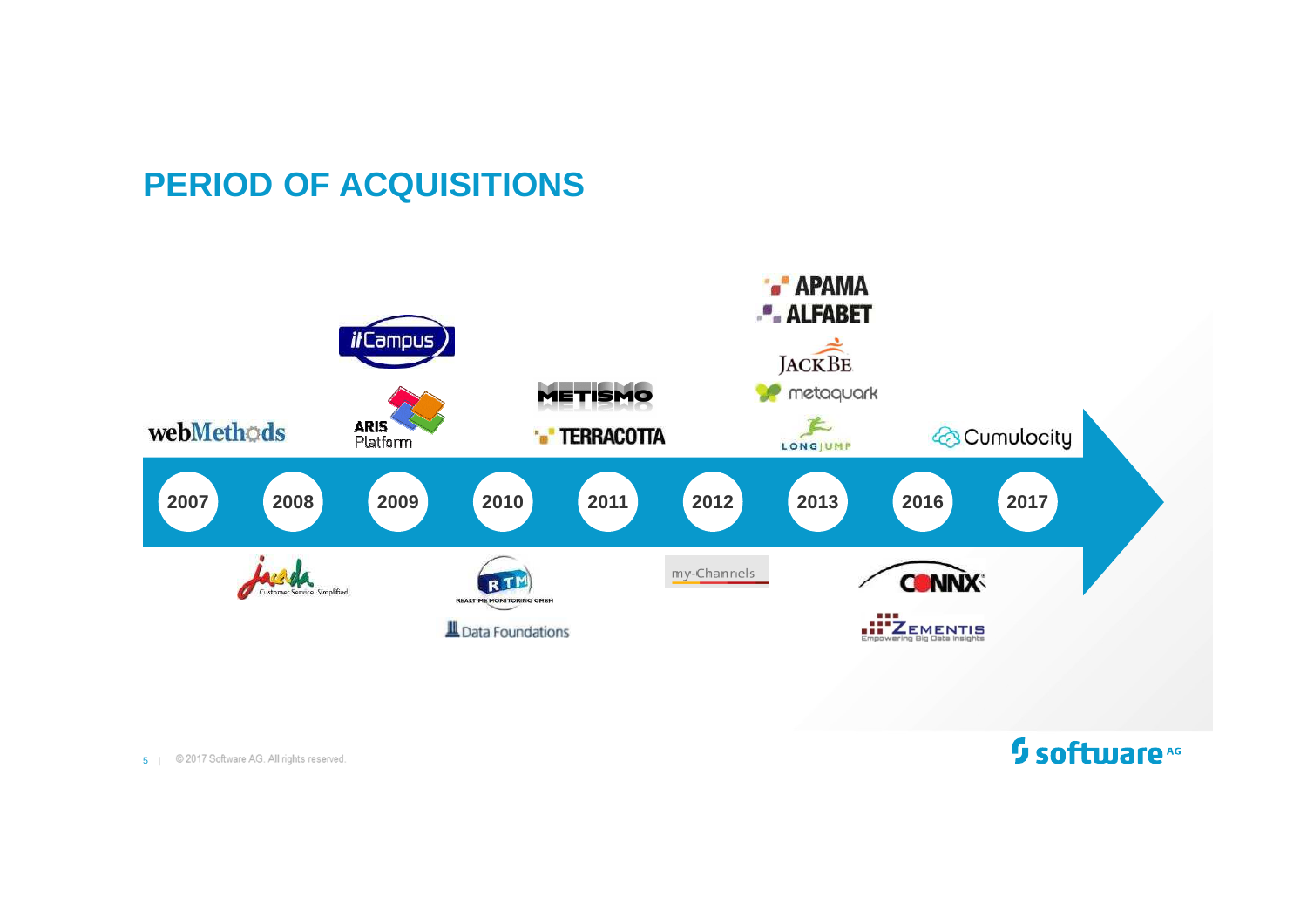# PERIOD OF ACQUISITIONS

| Year | Acquisitions |
| --- | --- |
| 2007 | webMethods |
| 2008 | Jacada (Customer Service. Simplified.) |
| 2009 | itCampus, ARIS Platform |
| 2010 | RTM (Realtime Monitoring GmbH), Data Foundations |
| 2011 | Metismo, Terracotta |
| 2012 | my-Channels |
| 2013 | Apama, Alfabet, JackBe, metaquark, LongJump |
| 2016 | CONNX, Zementis (Empowering Big Data Insights) |
| 2017 | Cumulocity |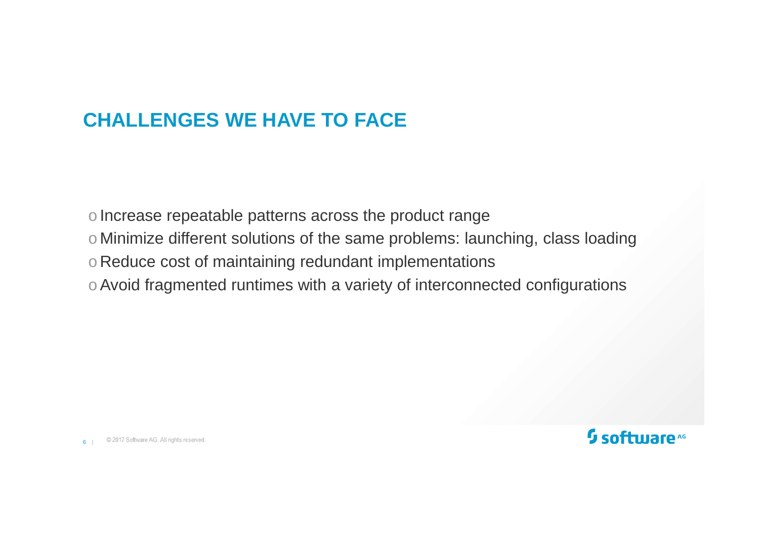# CHALLENGES WE HAVE TO FACE

- Increase repeatable patterns across the product range
- Minimize different solutions of the same problems: launching, class loading
- Reduce cost of maintaining redundant implementations
- Avoid fragmented runtimes with a variety of interconnected configurations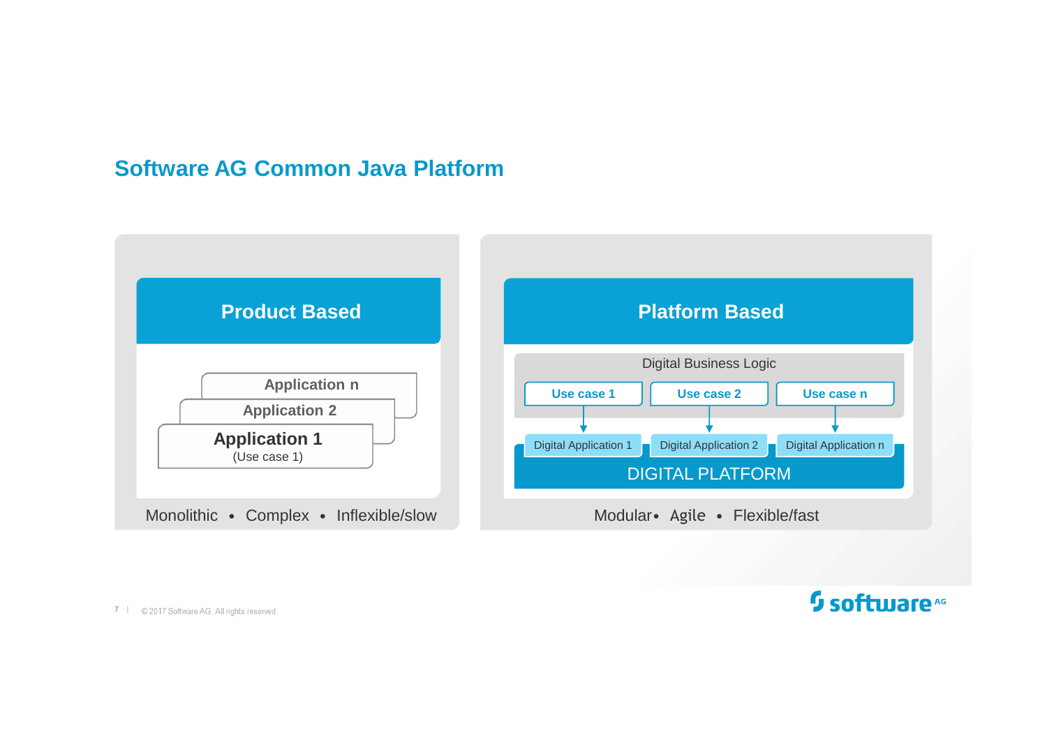# Software AG Common Java Platform

## Product Based

Application n

Application 2

**Application 1**
(Use case 1)

Monolithic • Complex • Inflexible/slow

## Platform Based

Digital Business Logic

**Use case 1** | **Use case 2** | **Use case n**

Digital Application 1 | Digital Application 2 | Digital Application n

DIGITAL PLATFORM

Modular • Agile • Flexible/fast

© 2017 Software AG. All rights reserved.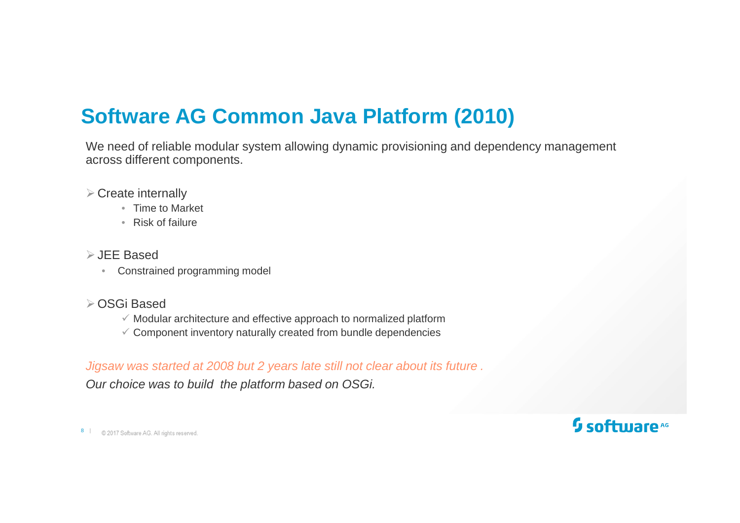# Software AG Common Java Platform (2010)

We need of reliable modular system allowing dynamic provisioning and dependency management across different components.

- Create internally
  - Time to Market
  - Risk of failure

- JEE Based
  - Constrained programming model

- OSGi Based
  - ✓ Modular architecture and effective approach to normalized platform
  - ✓ Component inventory naturally created from bundle dependencies

*Jigsaw was started at 2008 but 2 years late still not clear about its future .*

*Our choice was to build the platform based on OSGi.*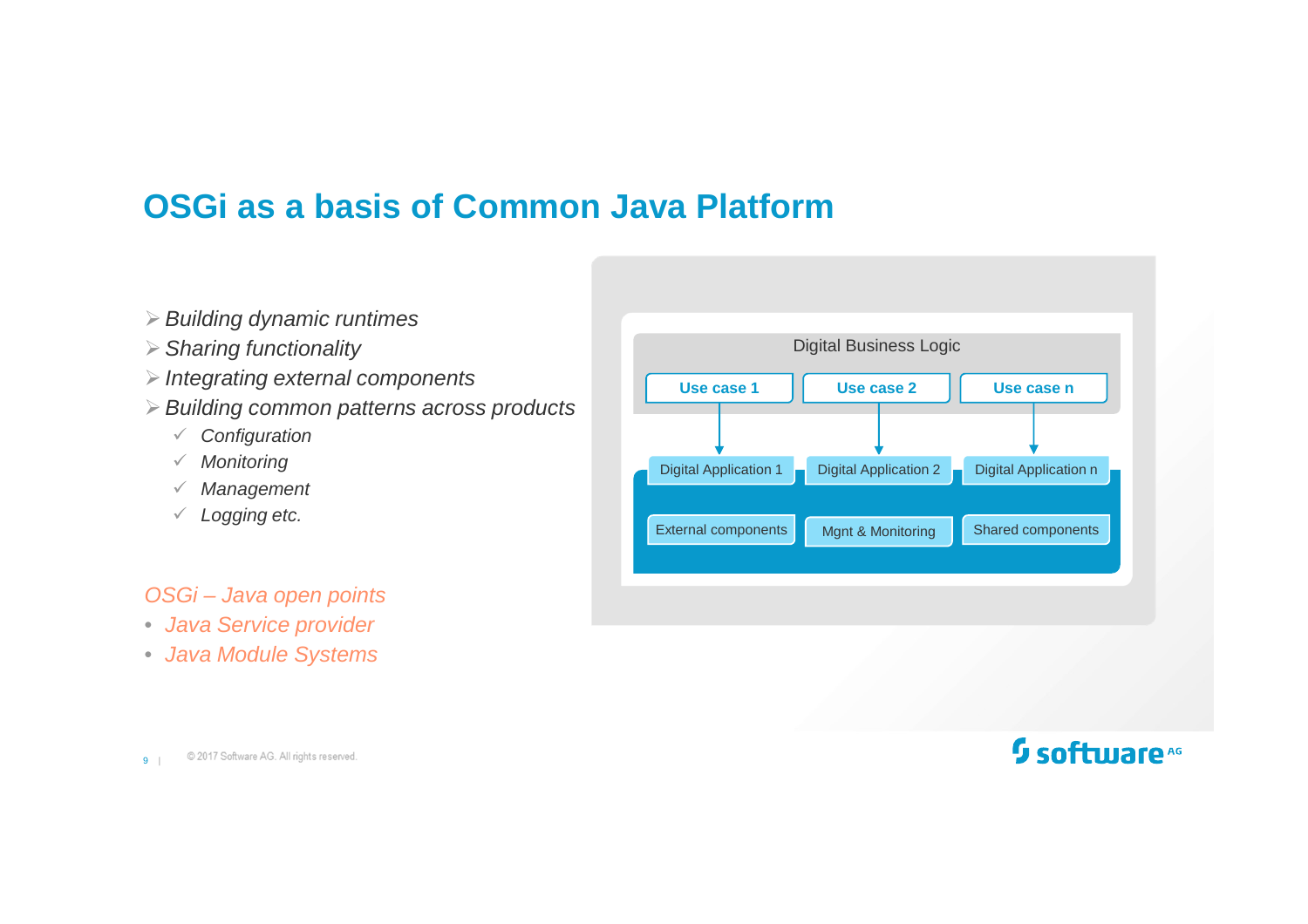# OSGi as a basis of Common Java Platform

- *Building dynamic runtimes*
- *Sharing functionality*
- *Integrating external components*
- *Building common patterns across products*
  - ✓ *Configuration*
  - ✓ *Monitoring*
  - ✓ *Management*
  - ✓ *Logging etc.*

*OSGi – Java open points*

- *Java Service provider*
- *Java Module Systems*

Digital Business Logic

| Use case 1 | Use case 2 | Use case n |
| --- | --- | --- |
| Digital Application 1 | Digital Application 2 | Digital Application n |
| External components | Mgnt & Monitoring | Shared components |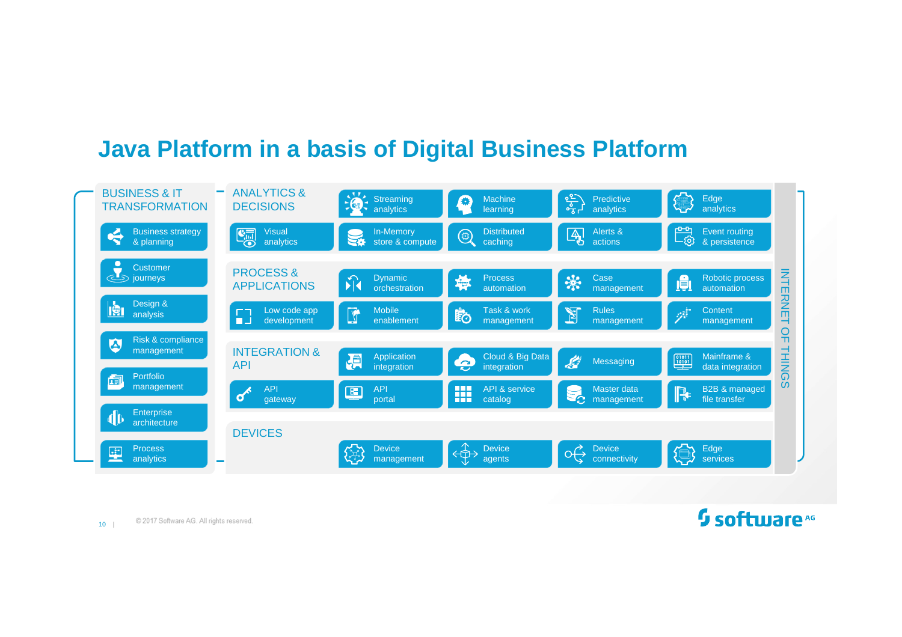# Java Platform in a basis of Digital Business Platform

## BUSINESS & IT TRANSFORMATION

- Business strategy & planning
- Customer journeys
- Design & analysis
- Risk & compliance management
- Portfolio management
- Enterprise architecture
- Process analytics

## ANALYTICS & DECISIONS

- Streaming analytics
- Machine learning
- Predictive analytics
- Edge analytics
- Visual analytics
- In-Memory store & compute
- Distributed caching
- Alerts & actions
- Event routing & persistence

## PROCESS & APPLICATIONS

- Dynamic orchestration
- Process automation
- Case management
- Robotic process automation
- Low code app development
- Mobile enablement
- Task & work management
- Rules management
- Content management

## INTEGRATION & API

- Application integration
- Cloud & Big Data integration
- Messaging
- Mainframe & data integration
- API gateway
- API portal
- API & service catalog
- Master data management
- B2B & managed file transfer

## DEVICES

- Device management
- Device agents
- Device connectivity
- Edge services

## INTERNET OF THINGS

© 2017 Software AG. All rights reserved.

software AG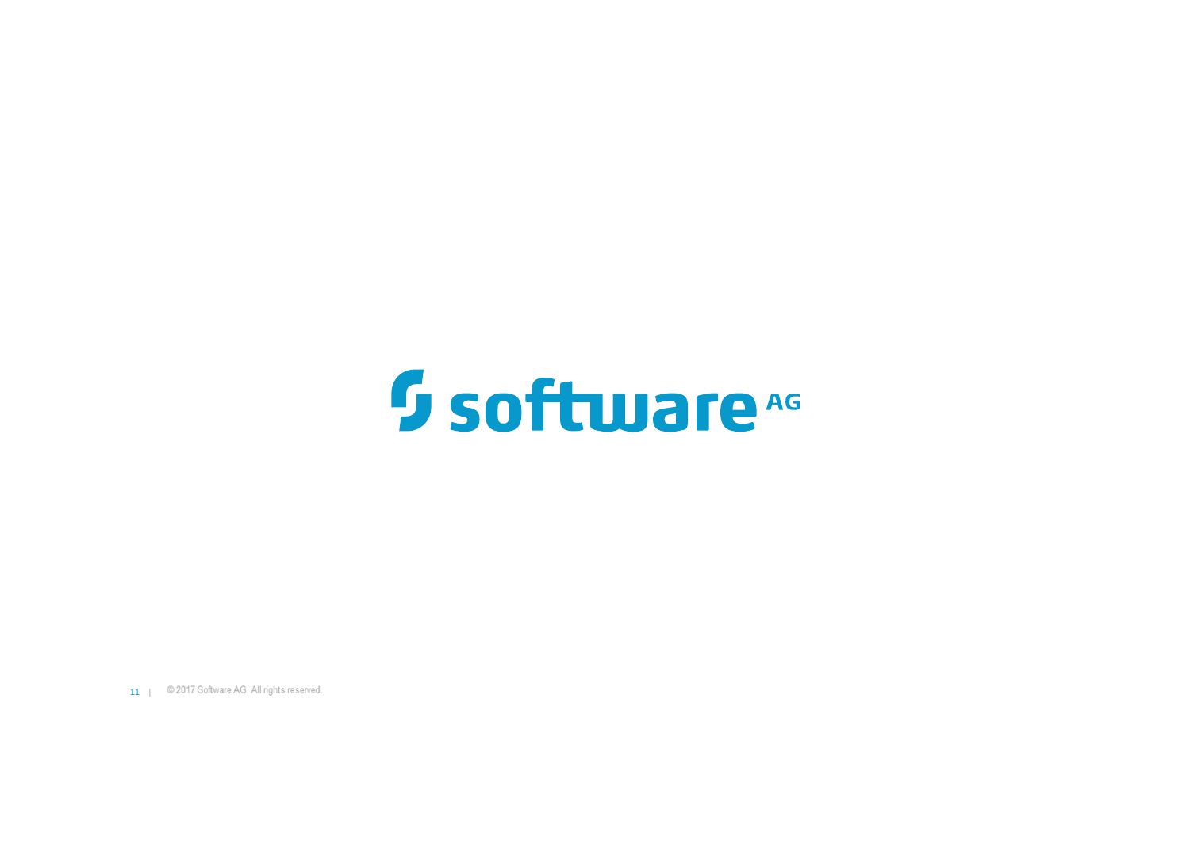software AG

© 2017 Software AG. All rights reserved.